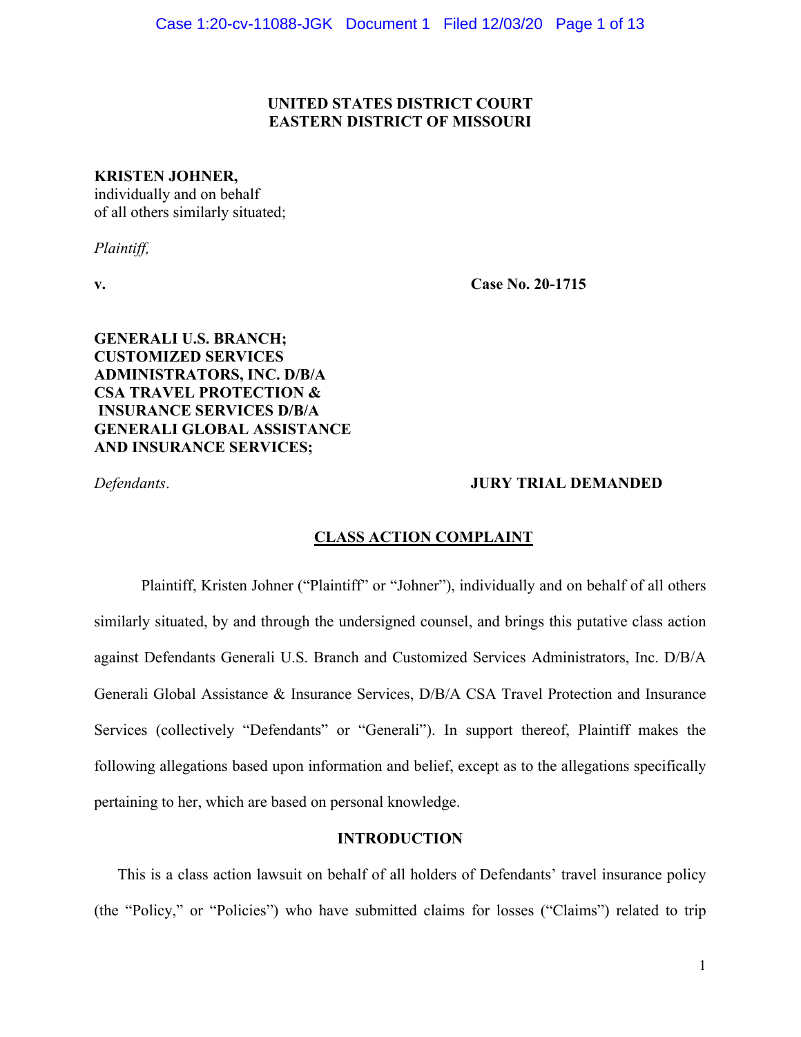**UNITED STATES DISTRICT COURT**
**EASTERN DISTRICT OF MISSOURI**

**KRISTEN JOHNER,**
individually and on behalf
of all others similarly situated;

*Plaintiff,*

**v.** **Case No. 20-1715**

**GENERALI U.S. BRANCH;**
**CUSTOMIZED SERVICES ADMINISTRATORS, INC. D/B/A CSA TRAVEL PROTECTION & INSURANCE SERVICES D/B/A GENERALI GLOBAL ASSISTANCE AND INSURANCE SERVICES;**

*Defendants*. **JURY TRIAL DEMANDED**

## CLASS ACTION COMPLAINT

Plaintiff, Kristen Johner ("Plaintiff" or "Johner"), individually and on behalf of all others similarly situated, by and through the undersigned counsel, and brings this putative class action against Defendants Generali U.S. Branch and Customized Services Administrators, Inc. D/B/A Generali Global Assistance & Insurance Services, D/B/A CSA Travel Protection and Insurance Services (collectively "Defendants" or "Generali"). In support thereof, Plaintiff makes the following allegations based upon information and belief, except as to the allegations specifically pertaining to her, which are based on personal knowledge.

### INTRODUCTION

This is a class action lawsuit on behalf of all holders of Defendants' travel insurance policy (the "Policy," or "Policies") who have submitted claims for losses ("Claims") related to trip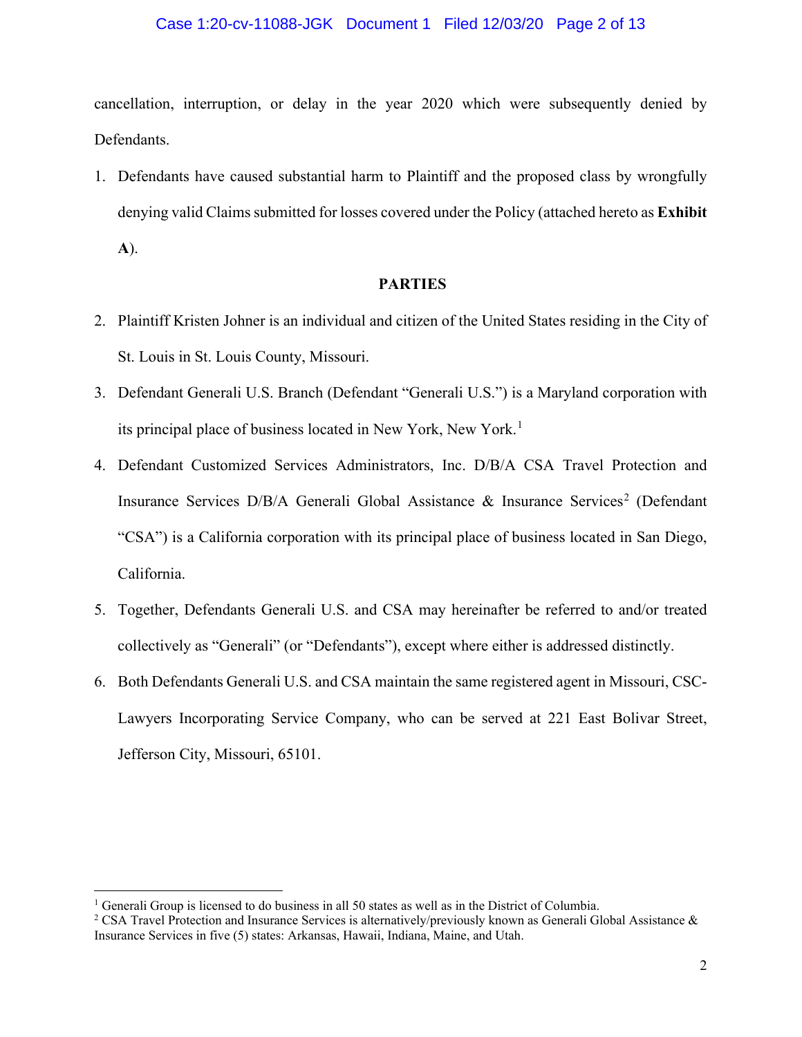cancellation, interruption, or delay in the year 2020 which were subsequently denied by Defendants.

1. Defendants have caused substantial harm to Plaintiff and the proposed class by wrongfully denying valid Claims submitted for losses covered under the Policy (attached hereto as **Exhibit A**).

## PARTIES

2. Plaintiff Kristen Johner is an individual and citizen of the United States residing in the City of St. Louis in St. Louis County, Missouri.

3. Defendant Generali U.S. Branch (Defendant "Generali U.S.") is a Maryland corporation with its principal place of business located in New York, New York.[1]

4. Defendant Customized Services Administrators, Inc. D/B/A CSA Travel Protection and Insurance Services D/B/A Generali Global Assistance & Insurance Services[2] (Defendant "CSA") is a California corporation with its principal place of business located in San Diego, California.

5. Together, Defendants Generali U.S. and CSA may hereinafter be referred to and/or treated collectively as "Generali" (or "Defendants"), except where either is addressed distinctly.

6. Both Defendants Generali U.S. and CSA maintain the same registered agent in Missouri, CSC-Lawyers Incorporating Service Company, who can be served at 221 East Bolivar Street, Jefferson City, Missouri, 65101.

---

[1] Generali Group is licensed to do business in all 50 states as well as in the District of Columbia.

[2] CSA Travel Protection and Insurance Services is alternatively/previously known as Generali Global Assistance & Insurance Services in five (5) states: Arkansas, Hawaii, Indiana, Maine, and Utah.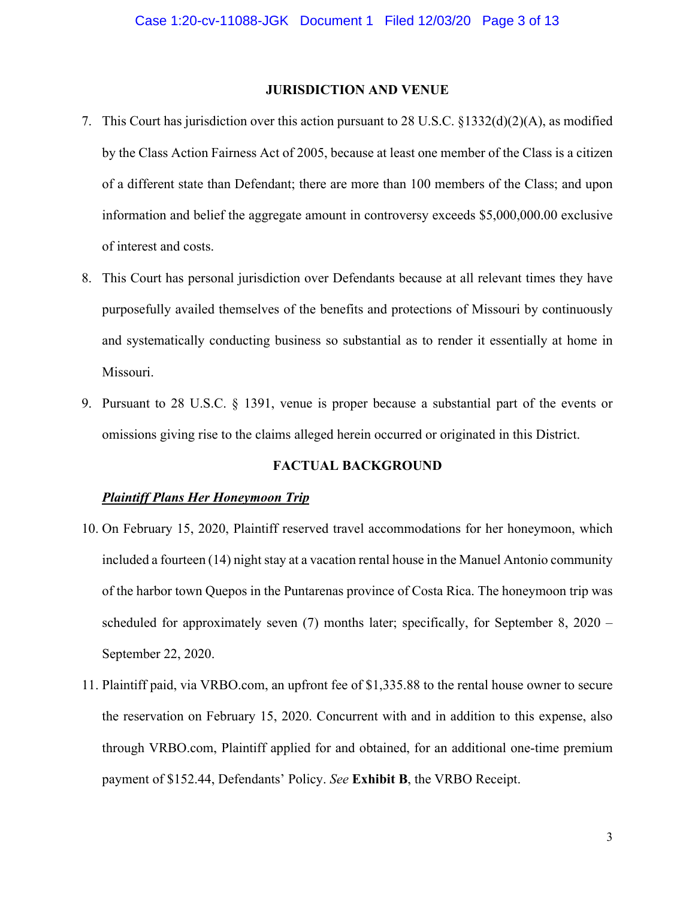## JURISDICTION AND VENUE

7. This Court has jurisdiction over this action pursuant to 28 U.S.C. §1332(d)(2)(A), as modified by the Class Action Fairness Act of 2005, because at least one member of the Class is a citizen of a different state than Defendant; there are more than 100 members of the Class; and upon information and belief the aggregate amount in controversy exceeds $5,000,000.00 exclusive of interest and costs.

8. This Court has personal jurisdiction over Defendants because at all relevant times they have purposefully availed themselves of the benefits and protections of Missouri by continuously and systematically conducting business so substantial as to render it essentially at home in Missouri.

9. Pursuant to 28 U.S.C. § 1391, venue is proper because a substantial part of the events or omissions giving rise to the claims alleged herein occurred or originated in this District.

## FACTUAL BACKGROUND

***Plaintiff Plans Her Honeymoon Trip***

10. On February 15, 2020, Plaintiff reserved travel accommodations for her honeymoon, which included a fourteen (14) night stay at a vacation rental house in the Manuel Antonio community of the harbor town Quepos in the Puntarenas province of Costa Rica. The honeymoon trip was scheduled for approximately seven (7) months later; specifically, for September 8, 2020 – September 22, 2020.

11. Plaintiff paid, via VRBO.com, an upfront fee of $1,335.88 to the rental house owner to secure the reservation on February 15, 2020. Concurrent with and in addition to this expense, also through VRBO.com, Plaintiff applied for and obtained, for an additional one-time premium payment of $152.44, Defendants' Policy. *See* **Exhibit B**, the VRBO Receipt.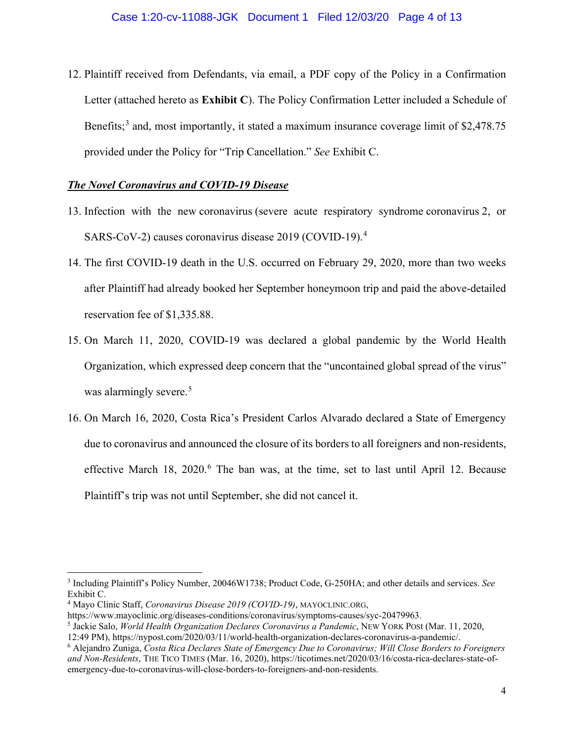12. Plaintiff received from Defendants, via email, a PDF copy of the Policy in a Confirmation Letter (attached hereto as **Exhibit C**). The Policy Confirmation Letter included a Schedule of Benefits;[3] and, most importantly, it stated a maximum insurance coverage limit of $2,478.75 provided under the Policy for "Trip Cancellation." *See* Exhibit C.

***The Novel Coronavirus and COVID-19 Disease***

13. Infection with the new coronavirus (severe acute respiratory syndrome coronavirus 2, or SARS-CoV-2) causes coronavirus disease 2019 (COVID-19).[4]

14. The first COVID-19 death in the U.S. occurred on February 29, 2020, more than two weeks after Plaintiff had already booked her September honeymoon trip and paid the above-detailed reservation fee of $1,335.88.

15. On March 11, 2020, COVID-19 was declared a global pandemic by the World Health Organization, which expressed deep concern that the "uncontained global spread of the virus" was alarmingly severe.[5]

16. On March 16, 2020, Costa Rica's President Carlos Alvarado declared a State of Emergency due to coronavirus and announced the closure of its borders to all foreigners and non-residents, effective March 18, 2020.[6] The ban was, at the time, set to last until April 12. Because Plaintiff's trip was not until September, she did not cancel it.

---

[3] Including Plaintiff's Policy Number, 20046W1738; Product Code, G-250HA; and other details and services. *See* Exhibit C.

[4] Mayo Clinic Staff, *Coronavirus Disease 2019 (COVID-19)*, MAYOCLINIC.ORG, https://www.mayoclinic.org/diseases-conditions/coronavirus/symptoms-causes/syc-20479963.

[5] Jackie Salo, *World Health Organization Declares Coronavirus a Pandemic*, NEW YORK POST (Mar. 11, 2020, 12:49 PM), https://nypost.com/2020/03/11/world-health-organization-declares-coronavirus-a-pandemic/.

[6] Alejandro Zuniga, *Costa Rica Declares State of Emergency Due to Coronavirus; Will Close Borders to Foreigners and Non-Residents*, THE TICO TIMES (Mar. 16, 2020), https://ticotimes.net/2020/03/16/costa-rica-declares-state-of-emergency-due-to-coronavirus-will-close-borders-to-foreigners-and-non-residents.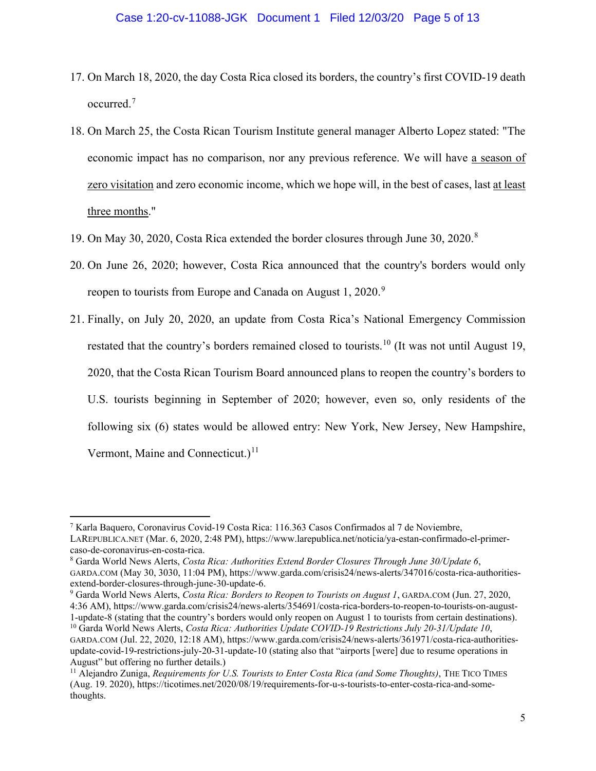17. On March 18, 2020, the day Costa Rica closed its borders, the country's first COVID-19 death occurred.[7]

18. On March 25, the Costa Rican Tourism Institute general manager Alberto Lopez stated: "The economic impact has no comparison, nor any previous reference. We will have <u>a season of zero visitation</u> and zero economic income, which we hope will, in the best of cases, last <u>at least three months</u>."

19. On May 30, 2020, Costa Rica extended the border closures through June 30, 2020.[8]

20. On June 26, 2020; however, Costa Rica announced that the country's borders would only reopen to tourists from Europe and Canada on August 1, 2020.[9]

21. Finally, on July 20, 2020, an update from Costa Rica's National Emergency Commission restated that the country's borders remained closed to tourists.[10] (It was not until August 19, 2020, that the Costa Rican Tourism Board announced plans to reopen the country's borders to U.S. tourists beginning in September of 2020; however, even so, only residents of the following six (6) states would be allowed entry: New York, New Jersey, New Hampshire, Vermont, Maine and Connecticut.)[11]

---

[7] Karla Baquero, Coronavirus Covid-19 Costa Rica: 116.363 Casos Confirmados al 7 de Noviembre, LAREPUBLICA.NET (Mar. 6, 2020, 2:48 PM), https://www.larepublica.net/noticia/ya-estan-confirmado-el-primer-caso-de-coronavirus-en-costa-rica.

[8] Garda World News Alerts, *Costa Rica: Authorities Extend Border Closures Through June 30/Update 6*, GARDA.COM (May 30, 3030, 11:04 PM), https://www.garda.com/crisis24/news-alerts/347016/costa-rica-authorities-extend-border-closures-through-june-30-update-6.

[9] Garda World News Alerts, *Costa Rica: Borders to Reopen to Tourists on August 1*, GARDA.COM (Jun. 27, 2020, 4:36 AM), https://www.garda.com/crisis24/news-alerts/354691/costa-rica-borders-to-reopen-to-tourists-on-august-1-update-8 (stating that the country's borders would only reopen on August 1 to tourists from certain destinations).

[10] Garda World News Alerts, *Costa Rica: Authorities Update COVID-19 Restrictions July 20-31/Update 10*, GARDA.COM (Jul. 22, 2020, 12:18 AM), https://www.garda.com/crisis24/news-alerts/361971/costa-rica-authorities-update-covid-19-restrictions-july-20-31-update-10 (stating also that "airports [were] due to resume operations in August" but offering no further details.)

[11] Alejandro Zuniga, *Requirements for U.S. Tourists to Enter Costa Rica (and Some Thoughts)*, THE TICO TIMES (Aug. 19. 2020), https://ticotimes.net/2020/08/19/requirements-for-u-s-tourists-to-enter-costa-rica-and-some-thoughts.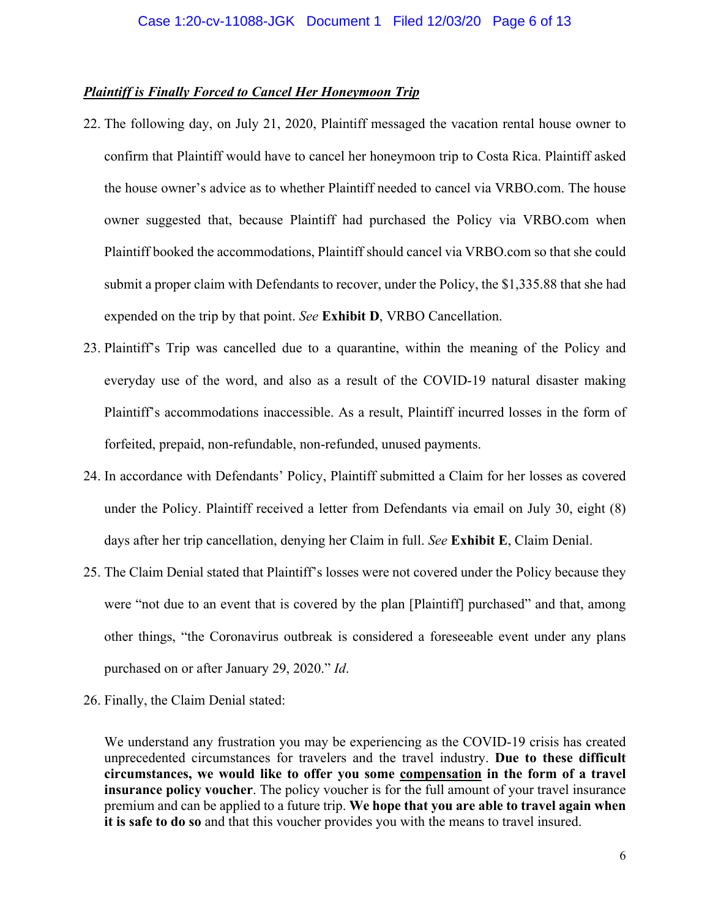***Plaintiff is Finally Forced to Cancel Her Honeymoon Trip***

22. The following day, on July 21, 2020, Plaintiff messaged the vacation rental house owner to confirm that Plaintiff would have to cancel her honeymoon trip to Costa Rica. Plaintiff asked the house owner's advice as to whether Plaintiff needed to cancel via VRBO.com. The house owner suggested that, because Plaintiff had purchased the Policy via VRBO.com when Plaintiff booked the accommodations, Plaintiff should cancel via VRBO.com so that she could submit a proper claim with Defendants to recover, under the Policy, the $1,335.88 that she had expended on the trip by that point. *See* **Exhibit D**, VRBO Cancellation.

23. Plaintiff's Trip was cancelled due to a quarantine, within the meaning of the Policy and everyday use of the word, and also as a result of the COVID-19 natural disaster making Plaintiff's accommodations inaccessible. As a result, Plaintiff incurred losses in the form of forfeited, prepaid, non-refundable, non-refunded, unused payments.

24. In accordance with Defendants' Policy, Plaintiff submitted a Claim for her losses as covered under the Policy. Plaintiff received a letter from Defendants via email on July 30, eight (8) days after her trip cancellation, denying her Claim in full. *See* **Exhibit E**, Claim Denial.

25. The Claim Denial stated that Plaintiff's losses were not covered under the Policy because they were "not due to an event that is covered by the plan [Plaintiff] purchased" and that, among other things, "the Coronavirus outbreak is considered a foreseeable event under any plans purchased on or after January 29, 2020." *Id*.

26. Finally, the Claim Denial stated:

> We understand any frustration you may be experiencing as the COVID-19 crisis has created unprecedented circumstances for travelers and the travel industry. **Due to these difficult circumstances, we would like to offer you some <u>compensation</u> in the form of a travel insurance policy voucher**. The policy voucher is for the full amount of your travel insurance premium and can be applied to a future trip. **We hope that you are able to travel again when it is safe to do so** and that this voucher provides you with the means to travel insured.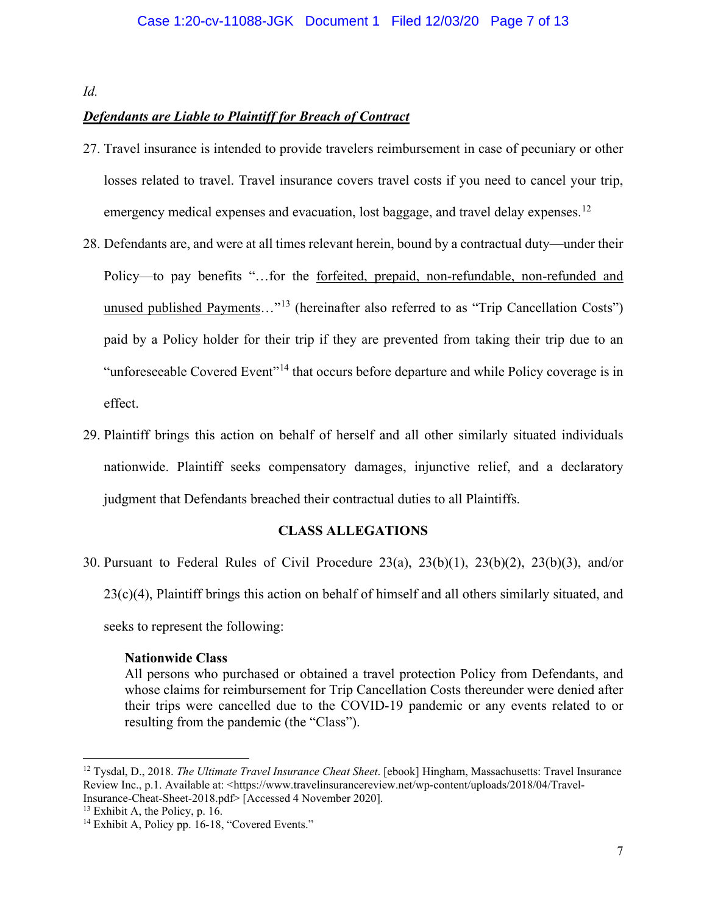*Id.*

***Defendants are Liable to Plaintiff for Breach of Contract***

27. Travel insurance is intended to provide travelers reimbursement in case of pecuniary or other losses related to travel. Travel insurance covers travel costs if you need to cancel your trip, emergency medical expenses and evacuation, lost baggage, and travel delay expenses.[12]

28. Defendants are, and were at all times relevant herein, bound by a contractual duty—under their Policy—to pay benefits "…for the forfeited, prepaid, non-refundable, non-refunded and unused published Payments…"[13] (hereinafter also referred to as "Trip Cancellation Costs") paid by a Policy holder for their trip if they are prevented from taking their trip due to an "unforeseeable Covered Event"[14] that occurs before departure and while Policy coverage is in effect.

29. Plaintiff brings this action on behalf of herself and all other similarly situated individuals nationwide. Plaintiff seeks compensatory damages, injunctive relief, and a declaratory judgment that Defendants breached their contractual duties to all Plaintiffs.

## CLASS ALLEGATIONS

30. Pursuant to Federal Rules of Civil Procedure 23(a), 23(b)(1), 23(b)(2), 23(b)(3), and/or 23(c)(4), Plaintiff brings this action on behalf of himself and all others similarly situated, and seeks to represent the following:

> **Nationwide Class**
> All persons who purchased or obtained a travel protection Policy from Defendants, and whose claims for reimbursement for Trip Cancellation Costs thereunder were denied after their trips were cancelled due to the COVID-19 pandemic or any events related to or resulting from the pandemic (the "Class").

---

[12] Tysdal, D., 2018. *The Ultimate Travel Insurance Cheat Sheet*. [ebook] Hingham, Massachusetts: Travel Insurance Review Inc., p.1. Available at: <https://www.travelinsurancereview.net/wp-content/uploads/2018/04/Travel-Insurance-Cheat-Sheet-2018.pdf> [Accessed 4 November 2020].

[13] Exhibit A, the Policy, p. 16.

[14] Exhibit A, Policy pp. 16-18, "Covered Events."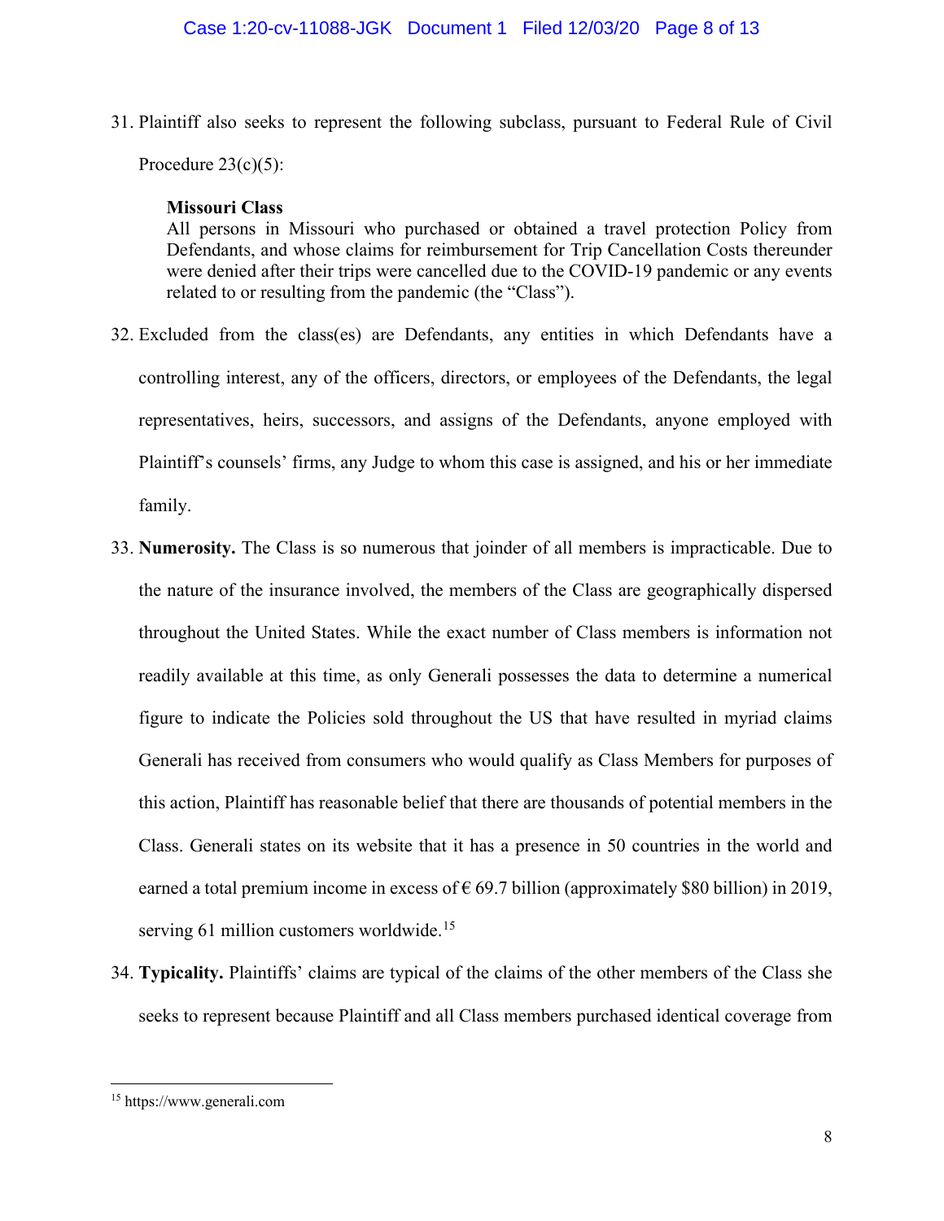31. Plaintiff also seeks to represent the following subclass, pursuant to Federal Rule of Civil Procedure 23(c)(5):

    **Missouri Class**
    All persons in Missouri who purchased or obtained a travel protection Policy from Defendants, and whose claims for reimbursement for Trip Cancellation Costs thereunder were denied after their trips were cancelled due to the COVID-19 pandemic or any events related to or resulting from the pandemic (the "Class").

32. Excluded from the class(es) are Defendants, any entities in which Defendants have a controlling interest, any of the officers, directors, or employees of the Defendants, the legal representatives, heirs, successors, and assigns of the Defendants, anyone employed with Plaintiff's counsels' firms, any Judge to whom this case is assigned, and his or her immediate family.

33. **Numerosity.** The Class is so numerous that joinder of all members is impracticable. Due to the nature of the insurance involved, the members of the Class are geographically dispersed throughout the United States. While the exact number of Class members is information not readily available at this time, as only Generali possesses the data to determine a numerical figure to indicate the Policies sold throughout the US that have resulted in myriad claims Generali has received from consumers who would qualify as Class Members for purposes of this action, Plaintiff has reasonable belief that there are thousands of potential members in the Class. Generali states on its website that it has a presence in 50 countries in the world and earned a total premium income in excess of € 69.7 billion (approximately $80 billion) in 2019, serving 61 million customers worldwide.[15]

34. **Typicality.** Plaintiffs' claims are typical of the claims of the other members of the Class she seeks to represent because Plaintiff and all Class members purchased identical coverage from

---

[15] https://www.generali.com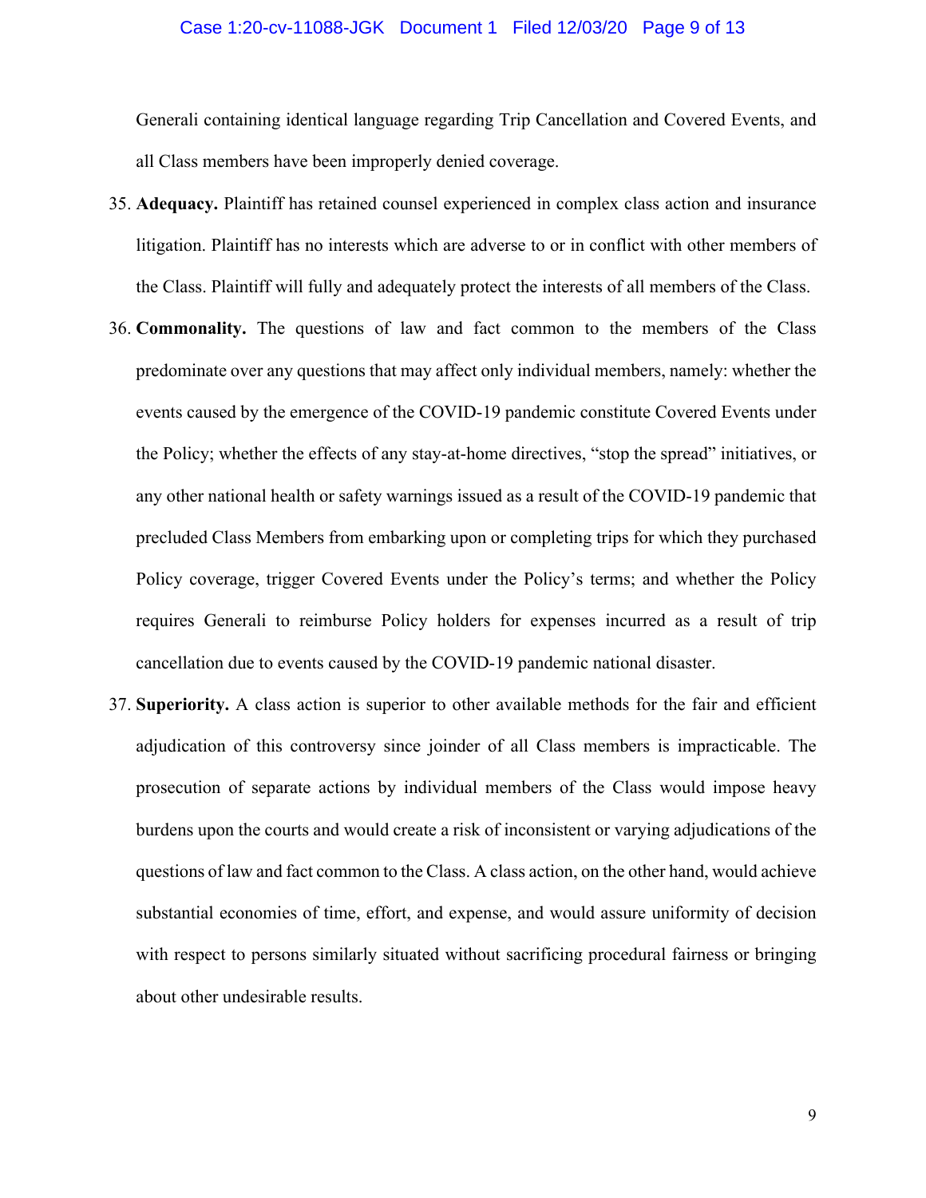Generali containing identical language regarding Trip Cancellation and Covered Events, and all Class members have been improperly denied coverage.

35. **Adequacy.** Plaintiff has retained counsel experienced in complex class action and insurance litigation. Plaintiff has no interests which are adverse to or in conflict with other members of the Class. Plaintiff will fully and adequately protect the interests of all members of the Class.

36. **Commonality.** The questions of law and fact common to the members of the Class predominate over any questions that may affect only individual members, namely: whether the events caused by the emergence of the COVID-19 pandemic constitute Covered Events under the Policy; whether the effects of any stay-at-home directives, "stop the spread" initiatives, or any other national health or safety warnings issued as a result of the COVID-19 pandemic that precluded Class Members from embarking upon or completing trips for which they purchased Policy coverage, trigger Covered Events under the Policy's terms; and whether the Policy requires Generali to reimburse Policy holders for expenses incurred as a result of trip cancellation due to events caused by the COVID-19 pandemic national disaster.

37. **Superiority.** A class action is superior to other available methods for the fair and efficient adjudication of this controversy since joinder of all Class members is impracticable. The prosecution of separate actions by individual members of the Class would impose heavy burdens upon the courts and would create a risk of inconsistent or varying adjudications of the questions of law and fact common to the Class. A class action, on the other hand, would achieve substantial economies of time, effort, and expense, and would assure uniformity of decision with respect to persons similarly situated without sacrificing procedural fairness or bringing about other undesirable results.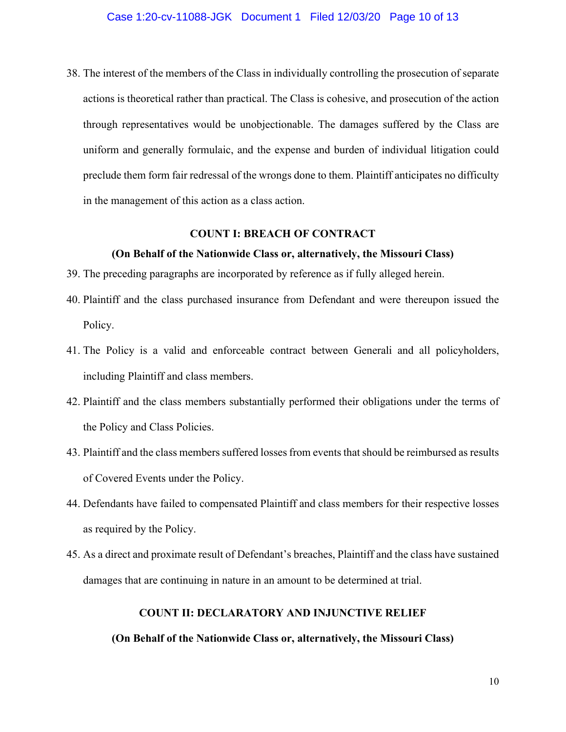38. The interest of the members of the Class in individually controlling the prosecution of separate actions is theoretical rather than practical. The Class is cohesive, and prosecution of the action through representatives would be unobjectionable. The damages suffered by the Class are uniform and generally formulaic, and the expense and burden of individual litigation could preclude them form fair redressal of the wrongs done to them. Plaintiff anticipates no difficulty in the management of this action as a class action.

**COUNT I: BREACH OF CONTRACT**

**(On Behalf of the Nationwide Class or, alternatively, the Missouri Class)**

39. The preceding paragraphs are incorporated by reference as if fully alleged herein.
40. Plaintiff and the class purchased insurance from Defendant and were thereupon issued the Policy.
41. The Policy is a valid and enforceable contract between Generali and all policyholders, including Plaintiff and class members.
42. Plaintiff and the class members substantially performed their obligations under the terms of the Policy and Class Policies.
43. Plaintiff and the class members suffered losses from events that should be reimbursed as results of Covered Events under the Policy.
44. Defendants have failed to compensated Plaintiff and class members for their respective losses as required by the Policy.
45. As a direct and proximate result of Defendant's breaches, Plaintiff and the class have sustained damages that are continuing in nature in an amount to be determined at trial.

**COUNT II: DECLARATORY AND INJUNCTIVE RELIEF**

**(On Behalf of the Nationwide Class or, alternatively, the Missouri Class)**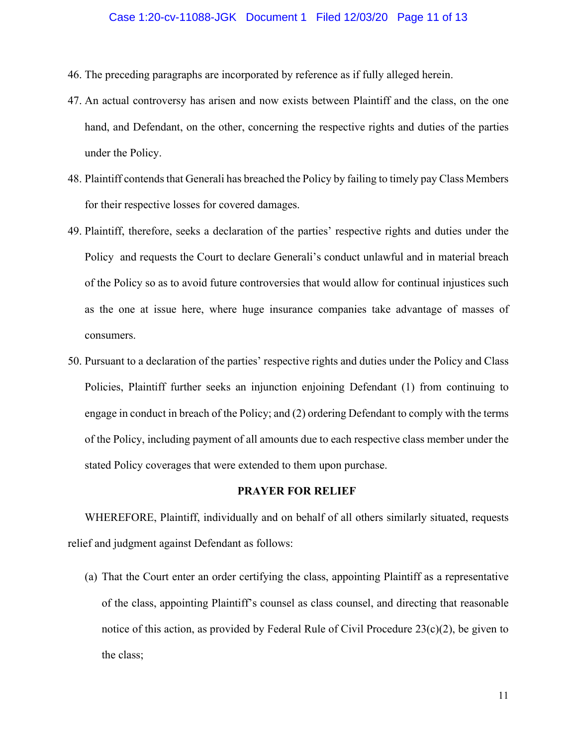46. The preceding paragraphs are incorporated by reference as if fully alleged herein.

47. An actual controversy has arisen and now exists between Plaintiff and the class, on the one hand, and Defendant, on the other, concerning the respective rights and duties of the parties under the Policy.

48. Plaintiff contends that Generali has breached the Policy by failing to timely pay Class Members for their respective losses for covered damages.

49. Plaintiff, therefore, seeks a declaration of the parties' respective rights and duties under the Policy and requests the Court to declare Generali's conduct unlawful and in material breach of the Policy so as to avoid future controversies that would allow for continual injustices such as the one at issue here, where huge insurance companies take advantage of masses of consumers.

50. Pursuant to a declaration of the parties' respective rights and duties under the Policy and Class Policies, Plaintiff further seeks an injunction enjoining Defendant (1) from continuing to engage in conduct in breach of the Policy; and (2) ordering Defendant to comply with the terms of the Policy, including payment of all amounts due to each respective class member under the stated Policy coverages that were extended to them upon purchase.

**PRAYER FOR RELIEF**

WHEREFORE, Plaintiff, individually and on behalf of all others similarly situated, requests relief and judgment against Defendant as follows:

(a) That the Court enter an order certifying the class, appointing Plaintiff as a representative of the class, appointing Plaintiff's counsel as class counsel, and directing that reasonable notice of this action, as provided by Federal Rule of Civil Procedure 23(c)(2), be given to the class;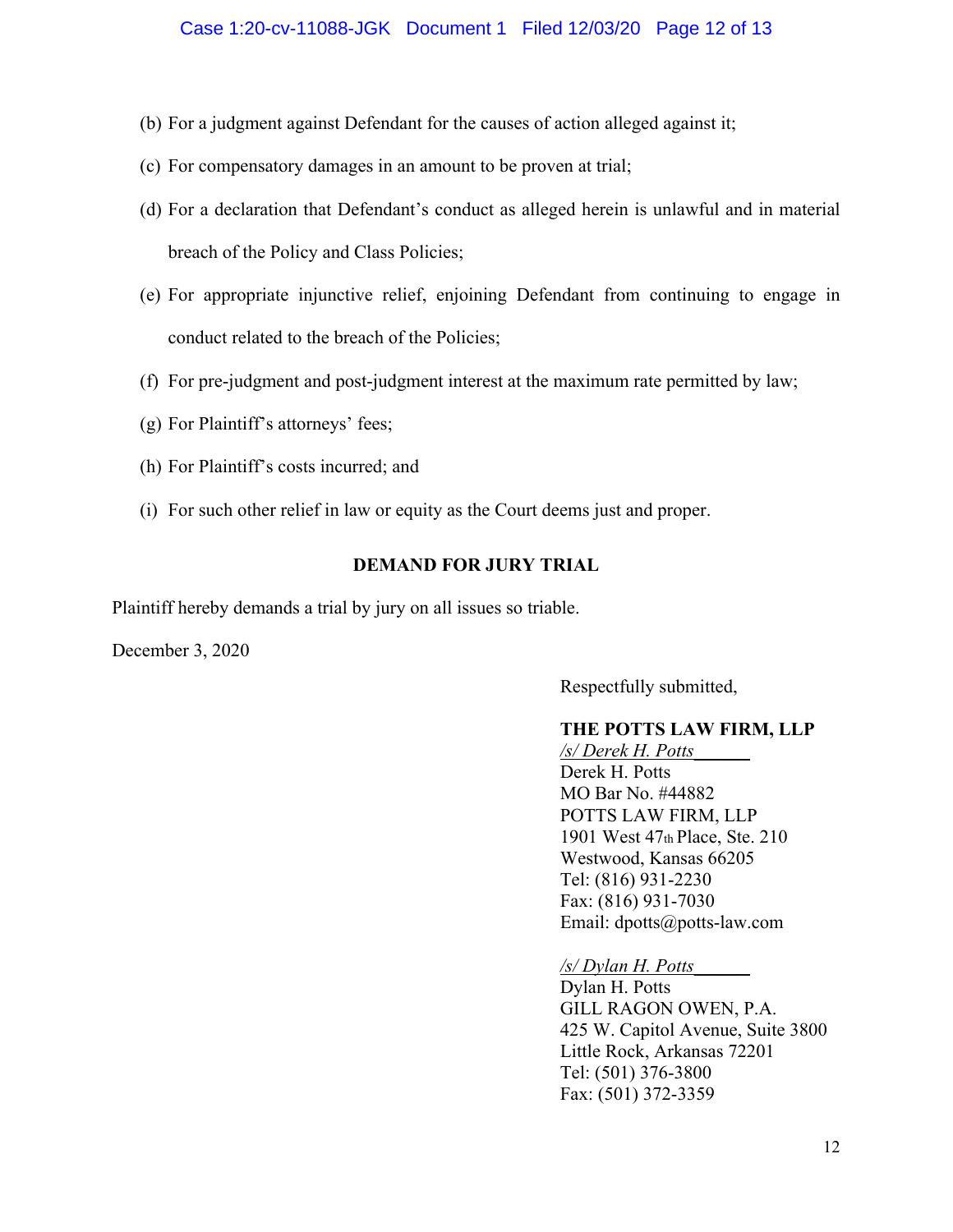(b) For a judgment against Defendant for the causes of action alleged against it;

(c) For compensatory damages in an amount to be proven at trial;

(d) For a declaration that Defendant's conduct as alleged herein is unlawful and in material breach of the Policy and Class Policies;

(e) For appropriate injunctive relief, enjoining Defendant from continuing to engage in conduct related to the breach of the Policies;

(f) For pre-judgment and post-judgment interest at the maximum rate permitted by law;

(g) For Plaintiff's attorneys' fees;

(h) For Plaintiff's costs incurred; and

(i) For such other relief in law or equity as the Court deems just and proper.

**DEMAND FOR JURY TRIAL**

Plaintiff hereby demands a trial by jury on all issues so triable.

December 3, 2020

Respectfully submitted,

**THE POTTS LAW FIRM, LLP**
*/s/ Derek H. Potts*______
Derek H. Potts
MO Bar No. #44882
POTTS LAW FIRM, LLP
1901 West 47th Place, Ste. 210
Westwood, Kansas 66205
Tel: (816) 931-2230
Fax: (816) 931-7030
Email: dpotts@potts-law.com

*/s/ Dylan H. Potts*______
Dylan H. Potts
GILL RAGON OWEN, P.A.
425 W. Capitol Avenue, Suite 3800
Little Rock, Arkansas 72201
Tel: (501) 376-3800
Fax: (501) 372-3359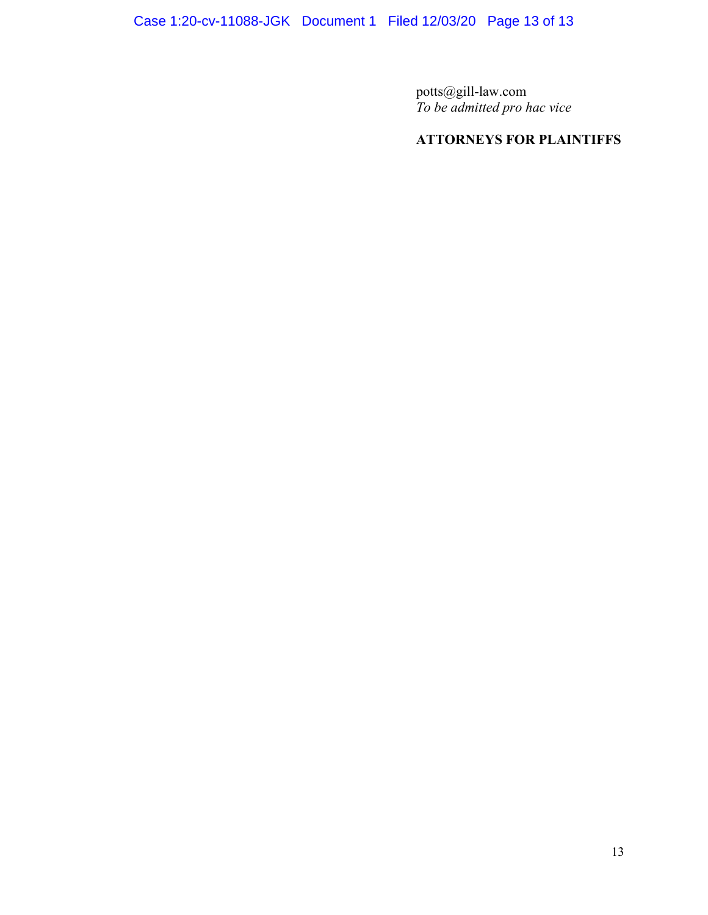potts@gill-law.com
*To be admitted pro hac vice*

**ATTORNEYS FOR PLAINTIFFS**